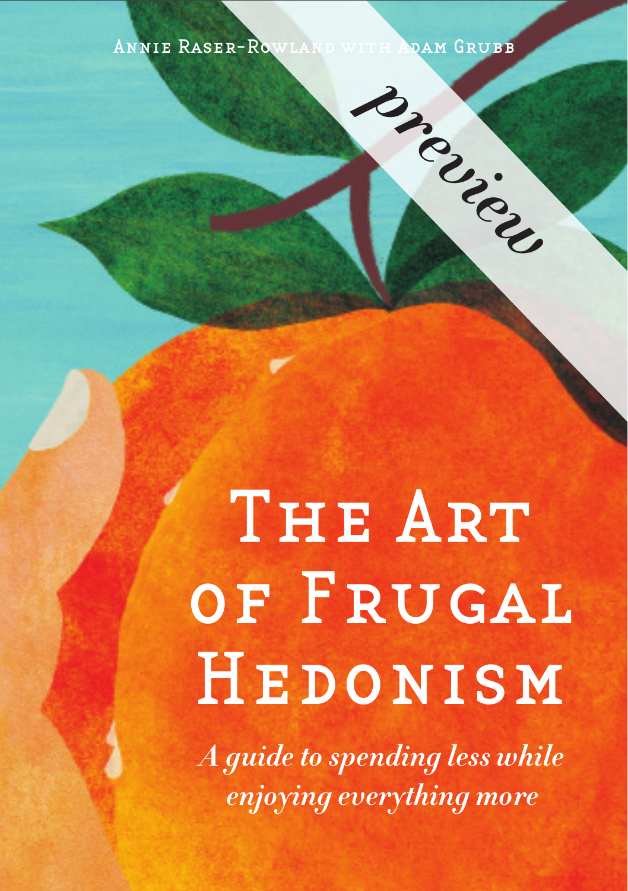Annie Raser-Rowland with Adam Grubb

*preview*

# The Art of Frugal Hedonism

*A guide to spending less while enjoying everything more*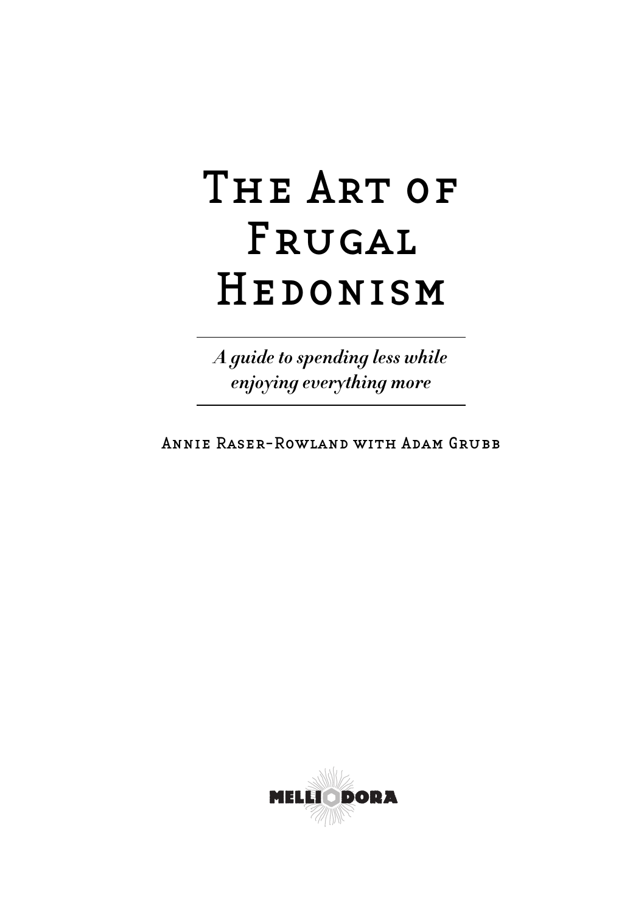# The Art of Frugal Hedonism

*A guide to spending less while enjoying everything more*

Annie Raser-Rowland with Adam Grubb

MELLIODORA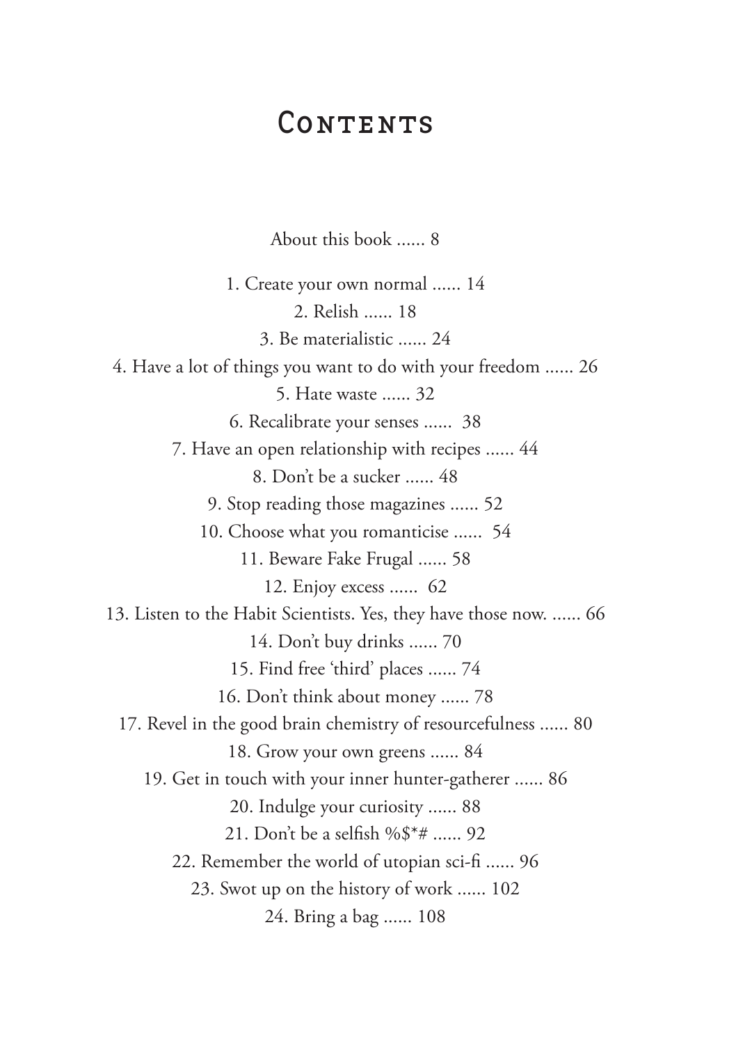# Contents

About this book ...... 8

1. Create your own normal ...... 14
2. Relish ...... 18
3. Be materialistic ...... 24
4. Have a lot of things you want to do with your freedom ...... 26
5. Hate waste ...... 32
6. Recalibrate your senses ...... 38
7. Have an open relationship with recipes ...... 44
8. Don't be a sucker ...... 48
9. Stop reading those magazines ...... 52
10. Choose what you romanticise ...... 54
11. Beware Fake Frugal ...... 58
12. Enjoy excess ...... 62
13. Listen to the Habit Scientists. Yes, they have those now. ...... 66
14. Don't buy drinks ...... 70
15. Find free 'third' places ...... 74
16. Don't think about money ...... 78
17. Revel in the good brain chemistry of resourcefulness ...... 80
18. Grow your own greens ...... 84
19. Get in touch with your inner hunter-gatherer ...... 86
20. Indulge your curiosity ...... 88
21. Don't be a selfish %$*# ...... 92
22. Remember the world of utopian sci-fi ...... 96
23. Swot up on the history of work ...... 102
24. Bring a bag ...... 108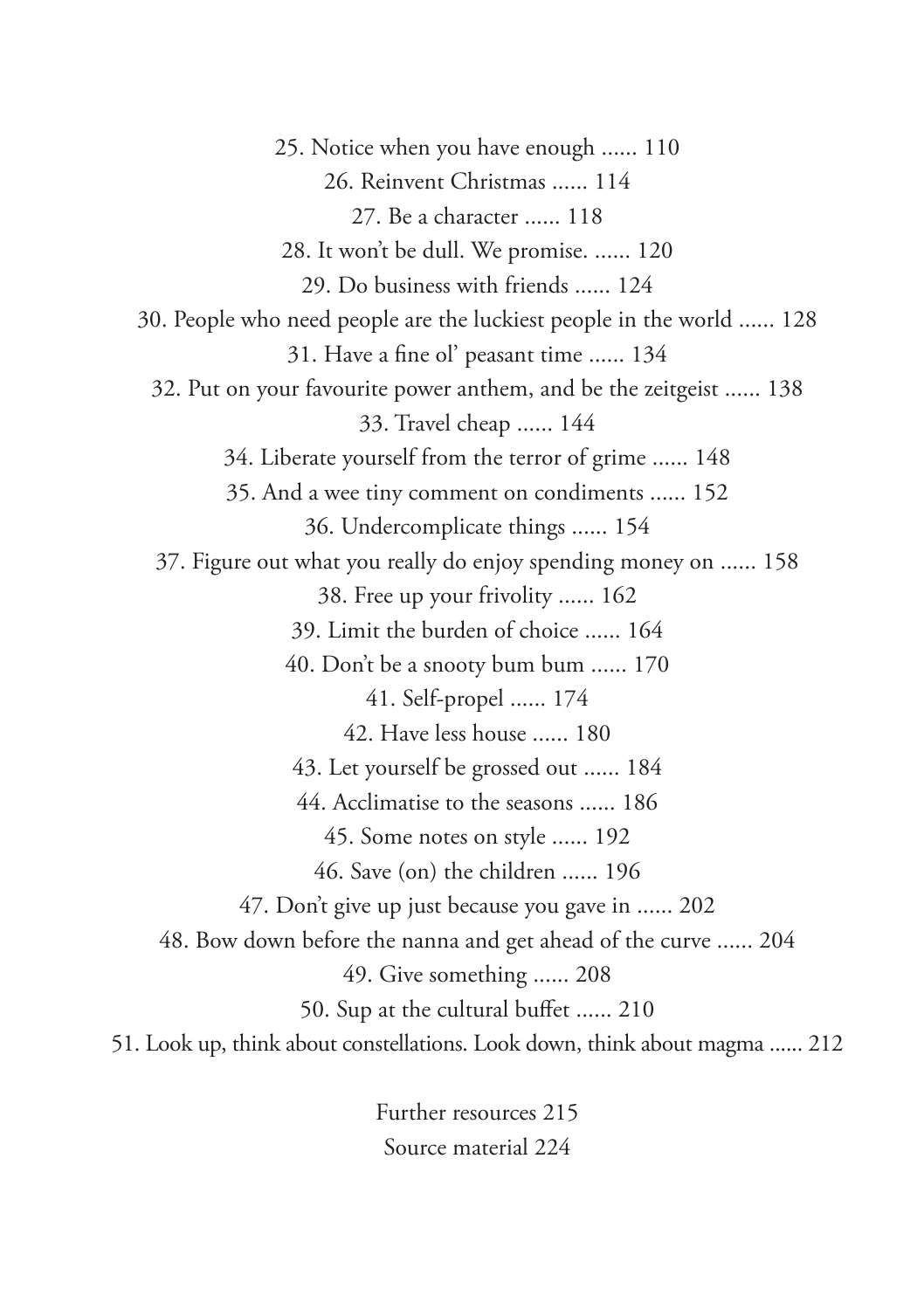25. Notice when you have enough ...... 110

26. Reinvent Christmas ...... 114

27. Be a character ...... 118

28. It won't be dull. We promise. ...... 120

29. Do business with friends ...... 124

30. People who need people are the luckiest people in the world ...... 128

31. Have a fine ol' peasant time ...... 134

32. Put on your favourite power anthem, and be the zeitgeist ...... 138

33. Travel cheap ...... 144

34. Liberate yourself from the terror of grime ...... 148

35. And a wee tiny comment on condiments ...... 152

36. Undercomplicate things ...... 154

37. Figure out what you really do enjoy spending money on ...... 158

38. Free up your frivolity ...... 162

39. Limit the burden of choice ...... 164

40. Don't be a snooty bum bum ...... 170

41. Self-propel ...... 174

42. Have less house ...... 180

43. Let yourself be grossed out ...... 184

44. Acclimatise to the seasons ...... 186

45. Some notes on style ...... 192

46. Save (on) the children ...... 196

47. Don't give up just because you gave in ...... 202

48. Bow down before the nanna and get ahead of the curve ...... 204

49. Give something ...... 208

50. Sup at the cultural buffet ...... 210

51. Look up, think about constellations. Look down, think about magma ...... 212

Further resources 215

Source material 224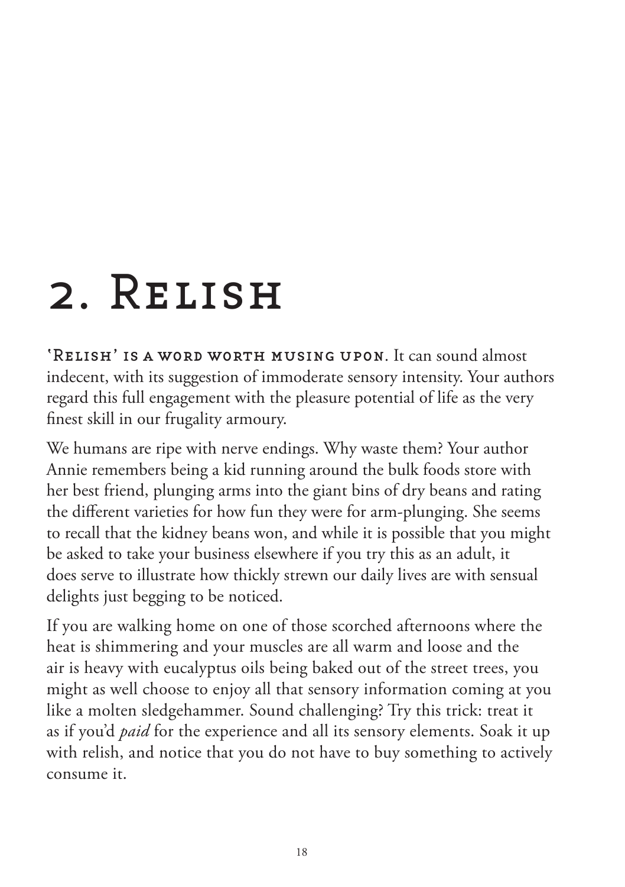# 2. Relish

**'Relish' is a word worth musing upon**. It can sound almost indecent, with its suggestion of immoderate sensory intensity. Your authors regard this full engagement with the pleasure potential of life as the very finest skill in our frugality armoury.

We humans are ripe with nerve endings. Why waste them? Your author Annie remembers being a kid running around the bulk foods store with her best friend, plunging arms into the giant bins of dry beans and rating the different varieties for how fun they were for arm-plunging. She seems to recall that the kidney beans won, and while it is possible that you might be asked to take your business elsewhere if you try this as an adult, it does serve to illustrate how thickly strewn our daily lives are with sensual delights just begging to be noticed.

If you are walking home on one of those scorched afternoons where the heat is shimmering and your muscles are all warm and loose and the air is heavy with eucalyptus oils being baked out of the street trees, you might as well choose to enjoy all that sensory information coming at you like a molten sledgehammer. Sound challenging? Try this trick: treat it as if you'd *paid* for the experience and all its sensory elements. Soak it up with relish, and notice that you do not have to buy something to actively consume it.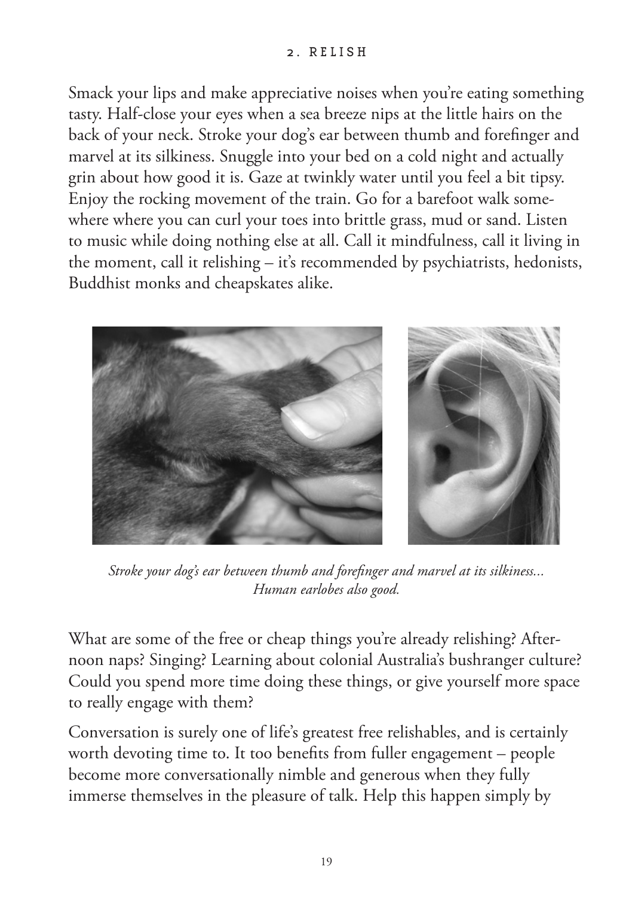## 2. RELISH

Smack your lips and make appreciative noises when you're eating something tasty. Half-close your eyes when a sea breeze nips at the little hairs on the back of your neck. Stroke your dog's ear between thumb and forefinger and marvel at its silkiness. Snuggle into your bed on a cold night and actually grin about how good it is. Gaze at twinkly water until you feel a bit tipsy. Enjoy the rocking movement of the train. Go for a barefoot walk somewhere where you can curl your toes into brittle grass, mud or sand. Listen to music while doing nothing else at all. Call it mindfulness, call it living in the moment, call it relishing – it's recommended by psychiatrists, hedonists, Buddhist monks and cheapskates alike.

*Stroke your dog's ear between thumb and forefinger and marvel at its silkiness... Human earlobes also good.*

What are some of the free or cheap things you're already relishing? Afternoon naps? Singing? Learning about colonial Australia's bushranger culture? Could you spend more time doing these things, or give yourself more space to really engage with them?

Conversation is surely one of life's greatest free relishables, and is certainly worth devoting time to. It too benefits from fuller engagement – people become more conversationally nimble and generous when they fully immerse themselves in the pleasure of talk. Help this happen simply by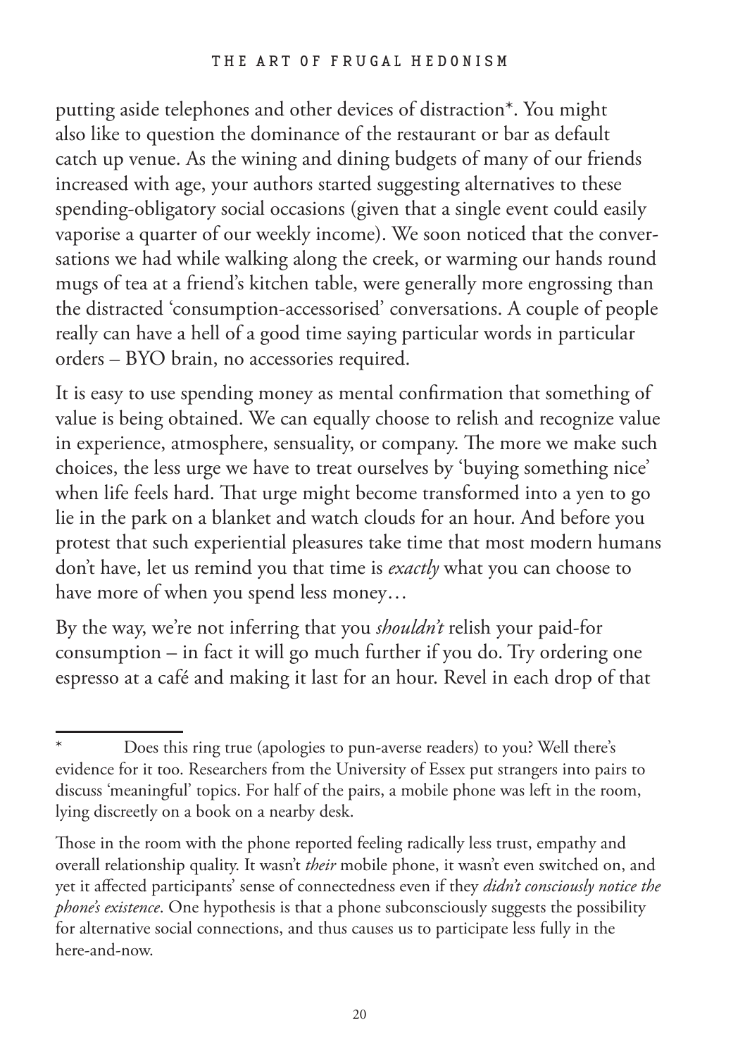putting aside telephones and other devices of distraction*. You might also like to question the dominance of the restaurant or bar as default catch up venue. As the wining and dining budgets of many of our friends increased with age, your authors started suggesting alternatives to these spending-obligatory social occasions (given that a single event could easily vaporise a quarter of our weekly income). We soon noticed that the conversations we had while walking along the creek, or warming our hands round mugs of tea at a friend's kitchen table, were generally more engrossing than the distracted 'consumption-accessorised' conversations. A couple of people really can have a hell of a good time saying particular words in particular orders – BYO brain, no accessories required.

It is easy to use spending money as mental confirmation that something of value is being obtained. We can equally choose to relish and recognize value in experience, atmosphere, sensuality, or company. The more we make such choices, the less urge we have to treat ourselves by 'buying something nice' when life feels hard. That urge might become transformed into a yen to go lie in the park on a blanket and watch clouds for an hour. And before you protest that such experiential pleasures take time that most modern humans don't have, let us remind you that time is *exactly* what you can choose to have more of when you spend less money…

By the way, we're not inferring that you *shouldn't* relish your paid-for consumption – in fact it will go much further if you do. Try ordering one espresso at a café and making it last for an hour. Revel in each drop of that

---

\* Does this ring true (apologies to pun-averse readers) to you? Well there's evidence for it too. Researchers from the University of Essex put strangers into pairs to discuss 'meaningful' topics. For half of the pairs, a mobile phone was left in the room, lying discreetly on a book on a nearby desk.

Those in the room with the phone reported feeling radically less trust, empathy and overall relationship quality. It wasn't *their* mobile phone, it wasn't even switched on, and yet it affected participants' sense of connectedness even if they *didn't consciously notice the phone's existence*. One hypothesis is that a phone subconsciously suggests the possibility for alternative social connections, and thus causes us to participate less fully in the here-and-now.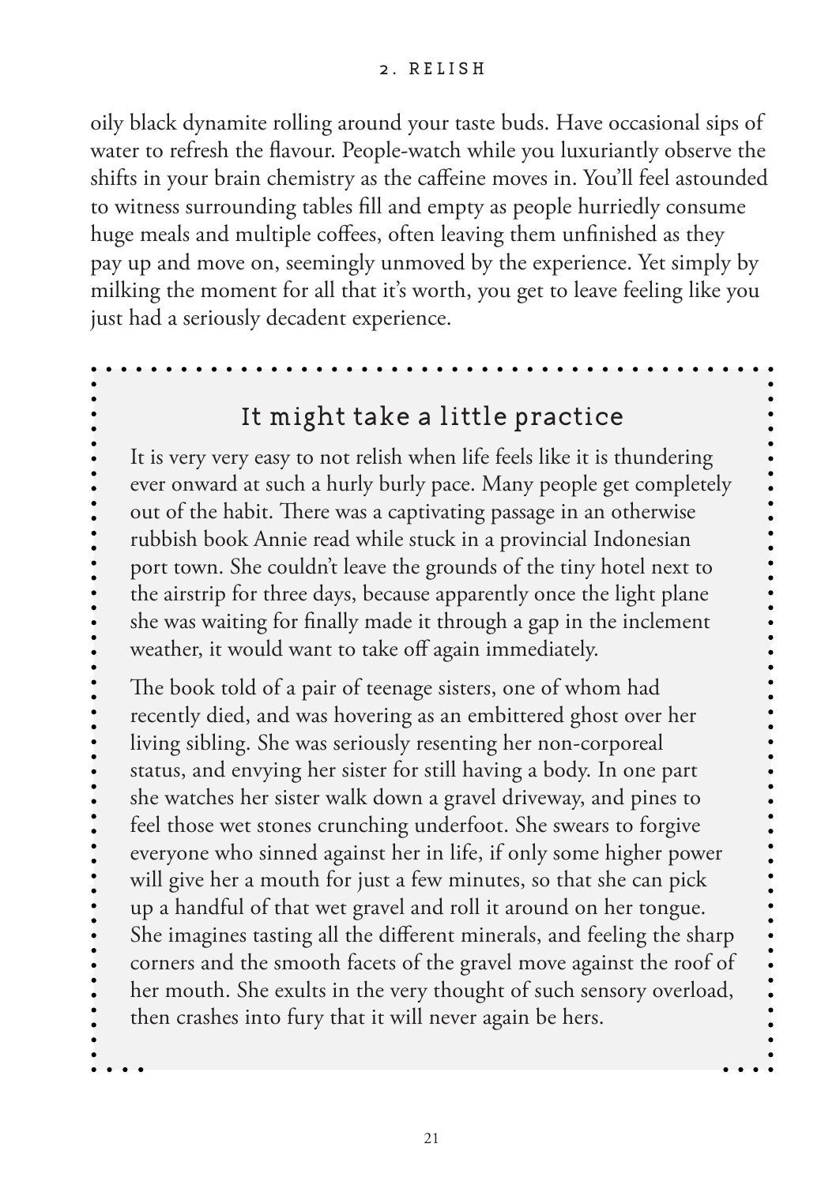oily black dynamite rolling around your taste buds. Have occasional sips of water to refresh the flavour. People-watch while you luxuriantly observe the shifts in your brain chemistry as the caffeine moves in. You'll feel astounded to witness surrounding tables fill and empty as people hurriedly consume huge meals and multiple coffees, often leaving them unfinished as they pay up and move on, seemingly unmoved by the experience. Yet simply by milking the moment for all that it's worth, you get to leave feeling like you just had a seriously decadent experience.

## It might take a little practice

It is very very easy to not relish when life feels like it is thundering ever onward at such a hurly burly pace. Many people get completely out of the habit. There was a captivating passage in an otherwise rubbish book Annie read while stuck in a provincial Indonesian port town. She couldn't leave the grounds of the tiny hotel next to the airstrip for three days, because apparently once the light plane she was waiting for finally made it through a gap in the inclement weather, it would want to take off again immediately.

The book told of a pair of teenage sisters, one of whom had recently died, and was hovering as an embittered ghost over her living sibling. She was seriously resenting her non-corporeal status, and envying her sister for still having a body. In one part she watches her sister walk down a gravel driveway, and pines to feel those wet stones crunching underfoot. She swears to forgive everyone who sinned against her in life, if only some higher power will give her a mouth for just a few minutes, so that she can pick up a handful of that wet gravel and roll it around on her tongue. She imagines tasting all the different minerals, and feeling the sharp corners and the smooth facets of the gravel move against the roof of her mouth. She exults in the very thought of such sensory overload, then crashes into fury that it will never again be hers.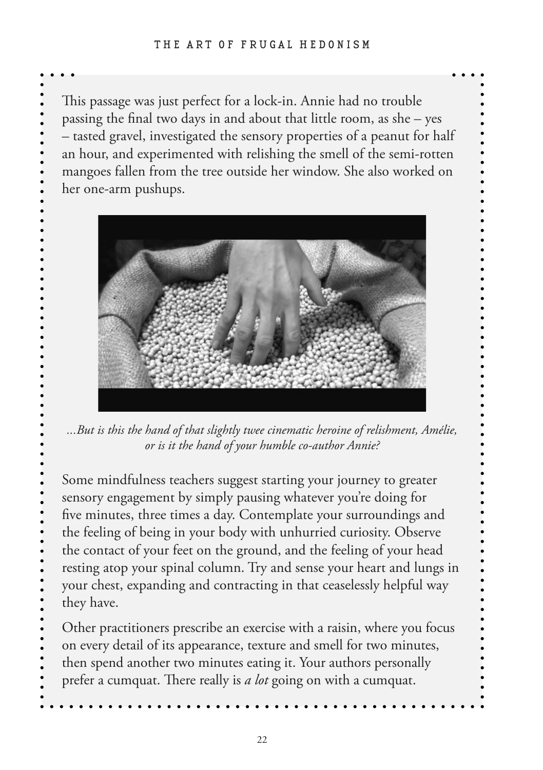This passage was just perfect for a lock-in. Annie had no trouble passing the final two days in and about that little room, as she – yes – tasted gravel, investigated the sensory properties of a peanut for half an hour, and experimented with relishing the smell of the semi-rotten mangoes fallen from the tree outside her window. She also worked on her one-arm pushups.

*...But is this the hand of that slightly twee cinematic heroine of relishment, Amélie, or is it the hand of your humble co-author Annie?*

Some mindfulness teachers suggest starting your journey to greater sensory engagement by simply pausing whatever you're doing for five minutes, three times a day. Contemplate your surroundings and the feeling of being in your body with unhurried curiosity. Observe the contact of your feet on the ground, and the feeling of your head resting atop your spinal column. Try and sense your heart and lungs in your chest, expanding and contracting in that ceaselessly helpful way they have.

Other practitioners prescribe an exercise with a raisin, where you focus on every detail of its appearance, texture and smell for two minutes, then spend another two minutes eating it. Your authors personally prefer a cumquat. There really is *a lot* going on with a cumquat.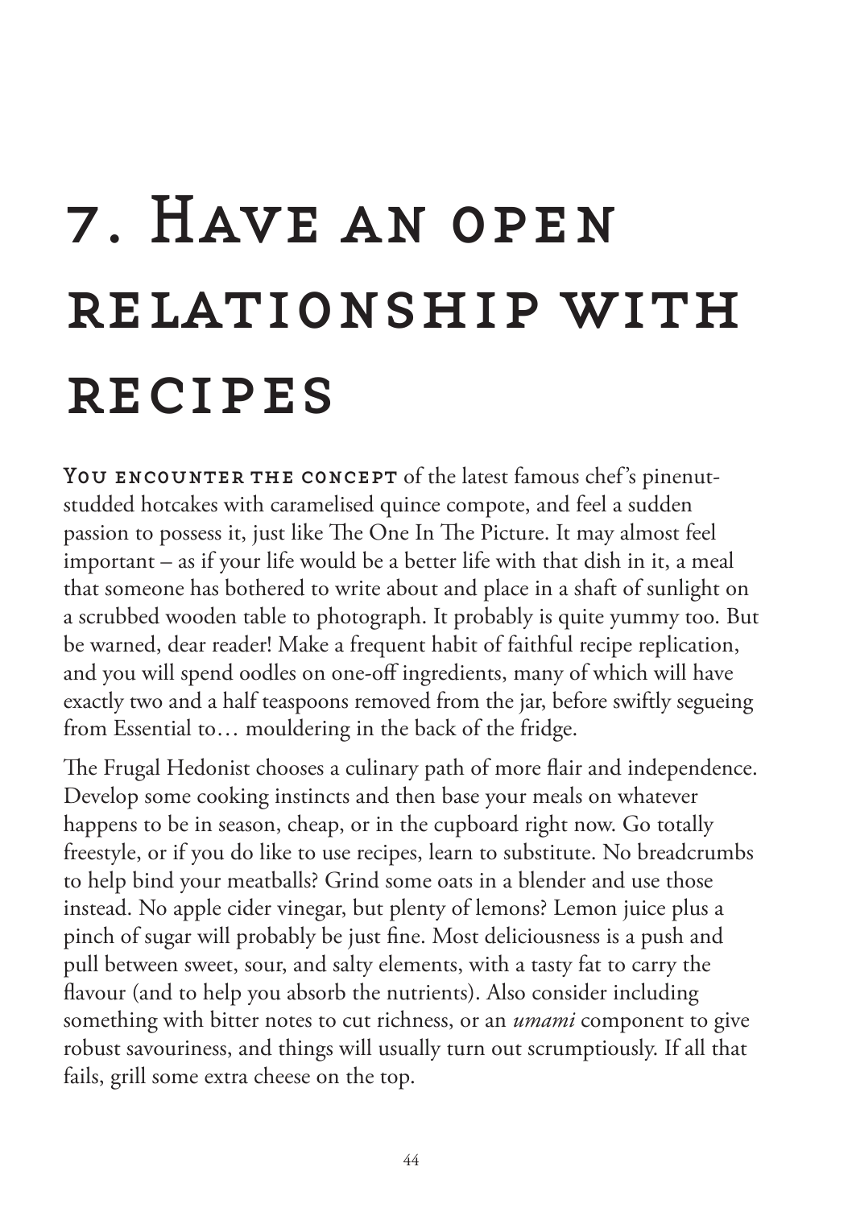# 7. Have an open relationship with recipes

**You encounter the concept** of the latest famous chef's pinenut-studded hotcakes with caramelised quince compote, and feel a sudden passion to possess it, just like The One In The Picture. It may almost feel important – as if your life would be a better life with that dish in it, a meal that someone has bothered to write about and place in a shaft of sunlight on a scrubbed wooden table to photograph. It probably is quite yummy too. But be warned, dear reader! Make a frequent habit of faithful recipe replication, and you will spend oodles on one-off ingredients, many of which will have exactly two and a half teaspoons removed from the jar, before swiftly segueing from Essential to… mouldering in the back of the fridge.

The Frugal Hedonist chooses a culinary path of more flair and independence. Develop some cooking instincts and then base your meals on whatever happens to be in season, cheap, or in the cupboard right now. Go totally freestyle, or if you do like to use recipes, learn to substitute. No breadcrumbs to help bind your meatballs? Grind some oats in a blender and use those instead. No apple cider vinegar, but plenty of lemons? Lemon juice plus a pinch of sugar will probably be just fine. Most deliciousness is a push and pull between sweet, sour, and salty elements, with a tasty fat to carry the flavour (and to help you absorb the nutrients). Also consider including something with bitter notes to cut richness, or an *umami* component to give robust savouriness, and things will usually turn out scrumptiously. If all that fails, grill some extra cheese on the top.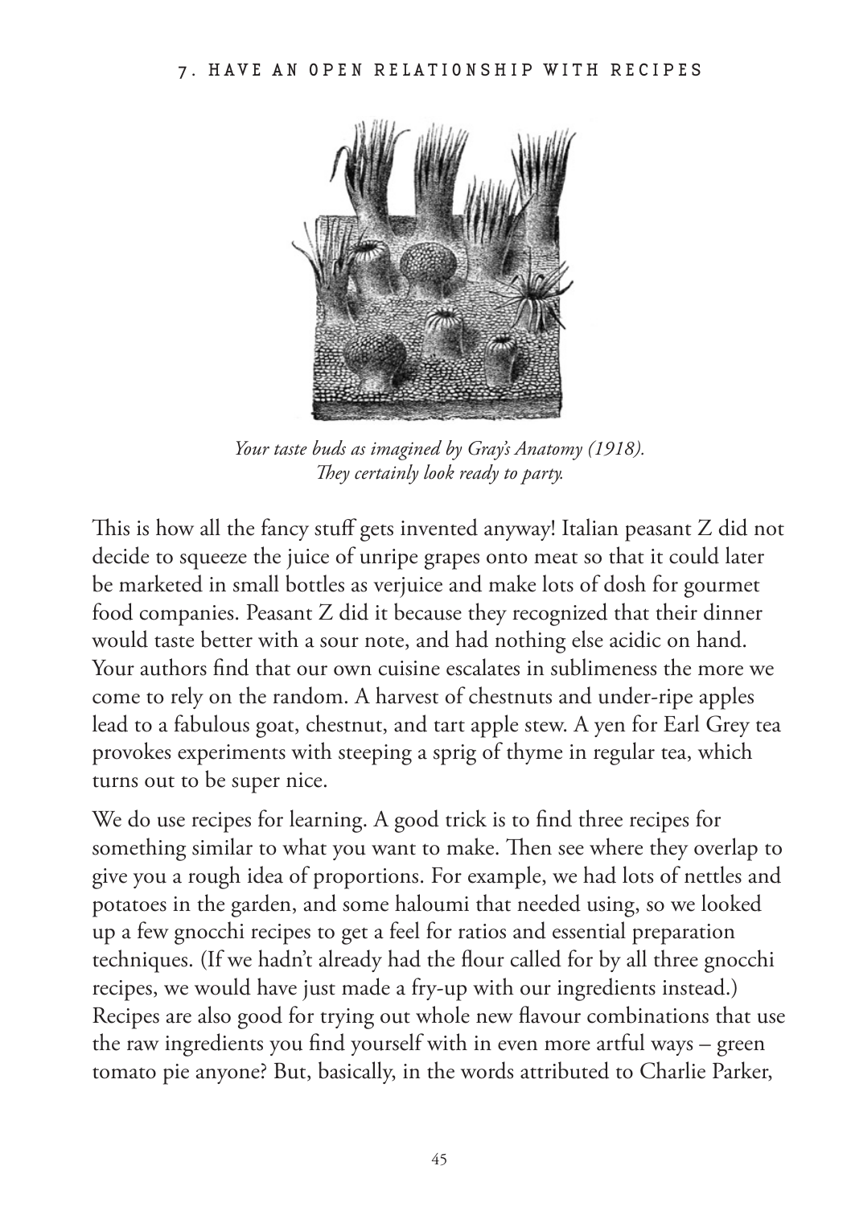*Your taste buds as imagined by Gray's Anatomy (1918). They certainly look ready to party.*

This is how all the fancy stuff gets invented anyway! Italian peasant Z did not decide to squeeze the juice of unripe grapes onto meat so that it could later be marketed in small bottles as verjuice and make lots of dosh for gourmet food companies. Peasant Z did it because they recognized that their dinner would taste better with a sour note, and had nothing else acidic on hand. Your authors find that our own cuisine escalates in sublimeness the more we come to rely on the random. A harvest of chestnuts and under-ripe apples lead to a fabulous goat, chestnut, and tart apple stew. A yen for Earl Grey tea provokes experiments with steeping a sprig of thyme in regular tea, which turns out to be super nice.

We do use recipes for learning. A good trick is to find three recipes for something similar to what you want to make. Then see where they overlap to give you a rough idea of proportions. For example, we had lots of nettles and potatoes in the garden, and some haloumi that needed using, so we looked up a few gnocchi recipes to get a feel for ratios and essential preparation techniques. (If we hadn't already had the flour called for by all three gnocchi recipes, we would have just made a fry-up with our ingredients instead.) Recipes are also good for trying out whole new flavour combinations that use the raw ingredients you find yourself with in even more artful ways – green tomato pie anyone? But, basically, in the words attributed to Charlie Parker,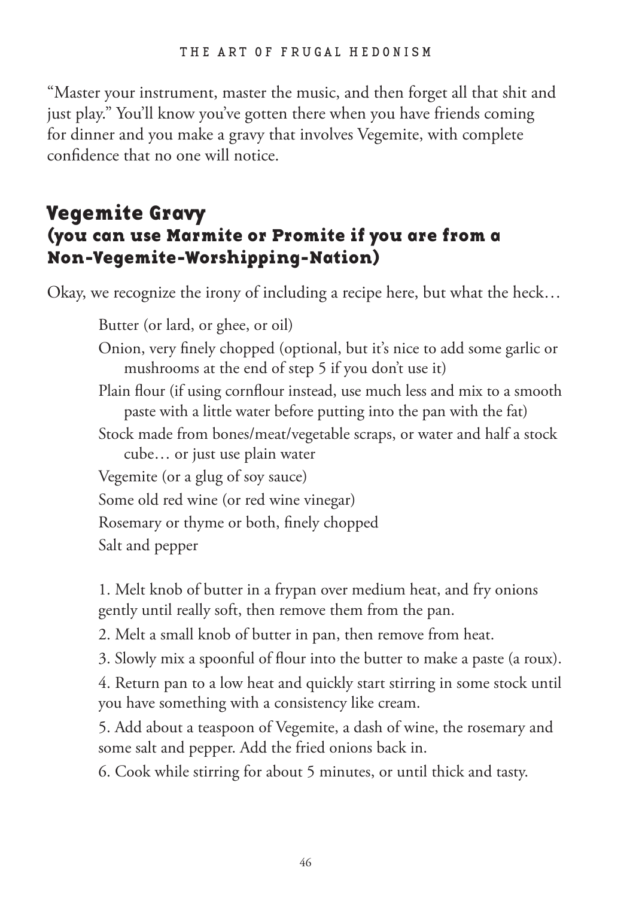"Master your instrument, master the music, and then forget all that shit and just play." You'll know you've gotten there when you have friends coming for dinner and you make a gravy that involves Vegemite, with complete confidence that no one will notice.

## Vegemite Gravy
### (you can use Marmite or Promite if you are from a Non-Vegemite-Worshipping-Nation)

Okay, we recognize the irony of including a recipe here, but what the heck…

- Butter (or lard, or ghee, or oil)
- Onion, very finely chopped (optional, but it's nice to add some garlic or mushrooms at the end of step 5 if you don't use it)
- Plain flour (if using cornflour instead, use much less and mix to a smooth paste with a little water before putting into the pan with the fat)
- Stock made from bones/meat/vegetable scraps, or water and half a stock cube… or just use plain water
- Vegemite (or a glug of soy sauce)
- Some old red wine (or red wine vinegar)
- Rosemary or thyme or both, finely chopped
- Salt and pepper

1. Melt knob of butter in a frypan over medium heat, and fry onions gently until really soft, then remove them from the pan.
2. Melt a small knob of butter in pan, then remove from heat.
3. Slowly mix a spoonful of flour into the butter to make a paste (a roux).
4. Return pan to a low heat and quickly start stirring in some stock until you have something with a consistency like cream.
5. Add about a teaspoon of Vegemite, a dash of wine, the rosemary and some salt and pepper. Add the fried onions back in.
6. Cook while stirring for about 5 minutes, or until thick and tasty.